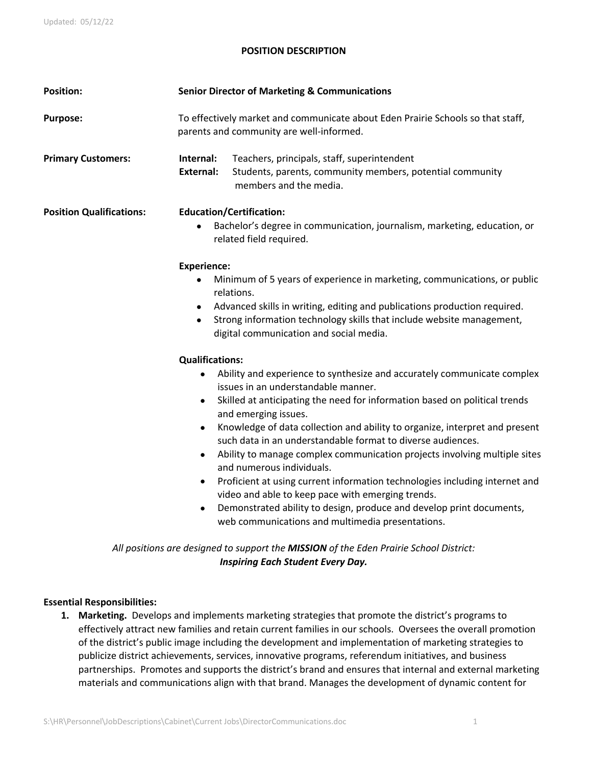## POSITION DESCRIPTION

**Position:** **Senior Director of Marketing & Communications**

**Purpose:** To effectively market and communicate about Eden Prairie Schools so that staff, parents and community are well-informed.

**Primary Customers:**
**Internal:** Teachers, principals, staff, superintendent
**External:** Students, parents, community members, potential community members and the media.

**Position Qualifications:**

**Education/Certification:**

- Bachelor's degree in communication, journalism, marketing, education, or related field required.

**Experience:**

- Minimum of 5 years of experience in marketing, communications, or public relations.
- Advanced skills in writing, editing and publications production required.
- Strong information technology skills that include website management, digital communication and social media.

**Qualifications:**

- Ability and experience to synthesize and accurately communicate complex issues in an understandable manner.
- Skilled at anticipating the need for information based on political trends and emerging issues.
- Knowledge of data collection and ability to organize, interpret and present such data in an understandable format to diverse audiences.
- Ability to manage complex communication projects involving multiple sites and numerous individuals.
- Proficient at using current information technologies including internet and video and able to keep pace with emerging trends.
- Demonstrated ability to design, produce and develop print documents, web communications and multimedia presentations.

*All positions are designed to support the **MISSION** of the Eden Prairie School District:*
***Inspiring Each Student Every Day.***

**Essential Responsibilities:**

1. **Marketing.** Develops and implements marketing strategies that promote the district's programs to effectively attract new families and retain current families in our schools. Oversees the overall promotion of the district's public image including the development and implementation of marketing strategies to publicize district achievements, services, innovative programs, referendum initiatives, and business partnerships. Promotes and supports the district's brand and ensures that internal and external marketing materials and communications align with that brand. Manages the development of dynamic content for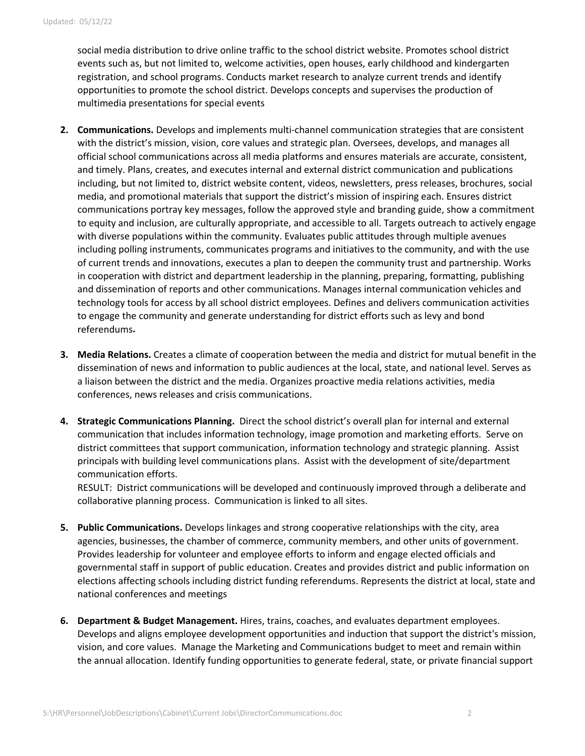social media distribution to drive online traffic to the school district website. Promotes school district events such as, but not limited to, welcome activities, open houses, early childhood and kindergarten registration, and school programs. Conducts market research to analyze current trends and identify opportunities to promote the school district. Develops concepts and supervises the production of multimedia presentations for special events

2. **Communications.** Develops and implements multi-channel communication strategies that are consistent with the district's mission, vision, core values and strategic plan. Oversees, develops, and manages all official school communications across all media platforms and ensures materials are accurate, consistent, and timely. Plans, creates, and executes internal and external district communication and publications including, but not limited to, district website content, videos, newsletters, press releases, brochures, social media, and promotional materials that support the district's mission of inspiring each. Ensures district communications portray key messages, follow the approved style and branding guide, show a commitment to equity and inclusion, are culturally appropriate, and accessible to all. Targets outreach to actively engage with diverse populations within the community. Evaluates public attitudes through multiple avenues including polling instruments, communicates programs and initiatives to the community, and with the use of current trends and innovations, executes a plan to deepen the community trust and partnership. Works in cooperation with district and department leadership in the planning, preparing, formatting, publishing and dissemination of reports and other communications. Manages internal communication vehicles and technology tools for access by all school district employees. Defines and delivers communication activities to engage the community and generate understanding for district efforts such as levy and bond referendums**.**

3. **Media Relations.** Creates a climate of cooperation between the media and district for mutual benefit in the dissemination of news and information to public audiences at the local, state, and national level. Serves as a liaison between the district and the media. Organizes proactive media relations activities, media conferences, news releases and crisis communications.

4. **Strategic Communications Planning.** Direct the school district's overall plan for internal and external communication that includes information technology, image promotion and marketing efforts. Serve on district committees that support communication, information technology and strategic planning. Assist principals with building level communications plans. Assist with the development of site/department communication efforts.
RESULT: District communications will be developed and continuously improved through a deliberate and collaborative planning process. Communication is linked to all sites.

5. **Public Communications.** Develops linkages and strong cooperative relationships with the city, area agencies, businesses, the chamber of commerce, community members, and other units of government. Provides leadership for volunteer and employee efforts to inform and engage elected officials and governmental staff in support of public education. Creates and provides district and public information on elections affecting schools including district funding referendums. Represents the district at local, state and national conferences and meetings

6. **Department & Budget Management.** Hires, trains, coaches, and evaluates department employees. Develops and aligns employee development opportunities and induction that support the district's mission, vision, and core values. Manage the Marketing and Communications budget to meet and remain within the annual allocation. Identify funding opportunities to generate federal, state, or private financial support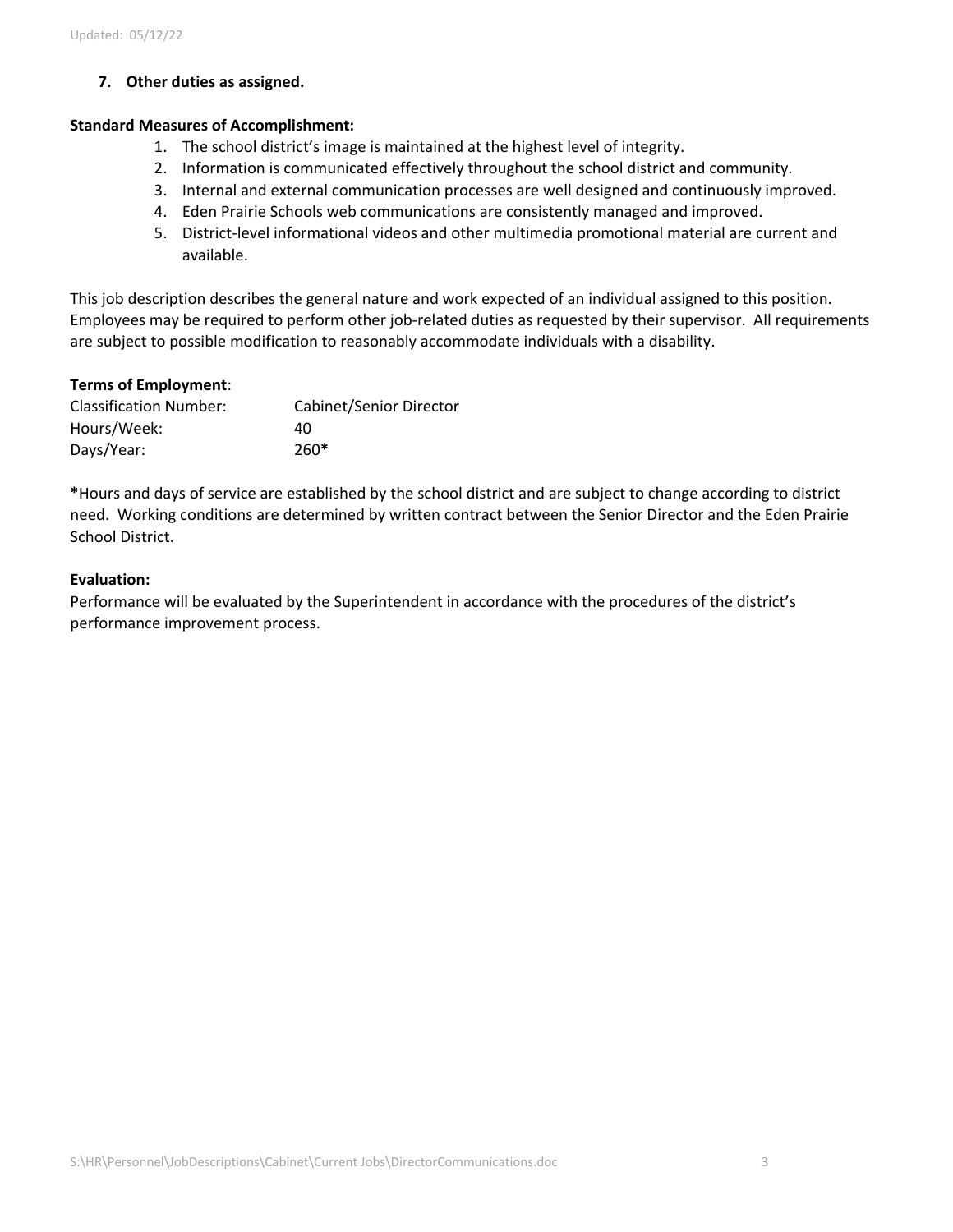7. **Other duties as assigned.**

**Standard Measures of Accomplishment:**

1. The school district's image is maintained at the highest level of integrity.
2. Information is communicated effectively throughout the school district and community.
3. Internal and external communication processes are well designed and continuously improved.
4. Eden Prairie Schools web communications are consistently managed and improved.
5. District-level informational videos and other multimedia promotional material are current and available.

This job description describes the general nature and work expected of an individual assigned to this position. Employees may be required to perform other job-related duties as requested by their supervisor. All requirements are subject to possible modification to reasonably accommodate individuals with a disability.

**Terms of Employment**:

| | |
|---|---|
| Classification Number: | Cabinet/Senior Director |
| Hours/Week: | 40 |
| Days/Year: | 260**\*** |

**\***Hours and days of service are established by the school district and are subject to change according to district need. Working conditions are determined by written contract between the Senior Director and the Eden Prairie School District.

**Evaluation:**

Performance will be evaluated by the Superintendent in accordance with the procedures of the district's performance improvement process.